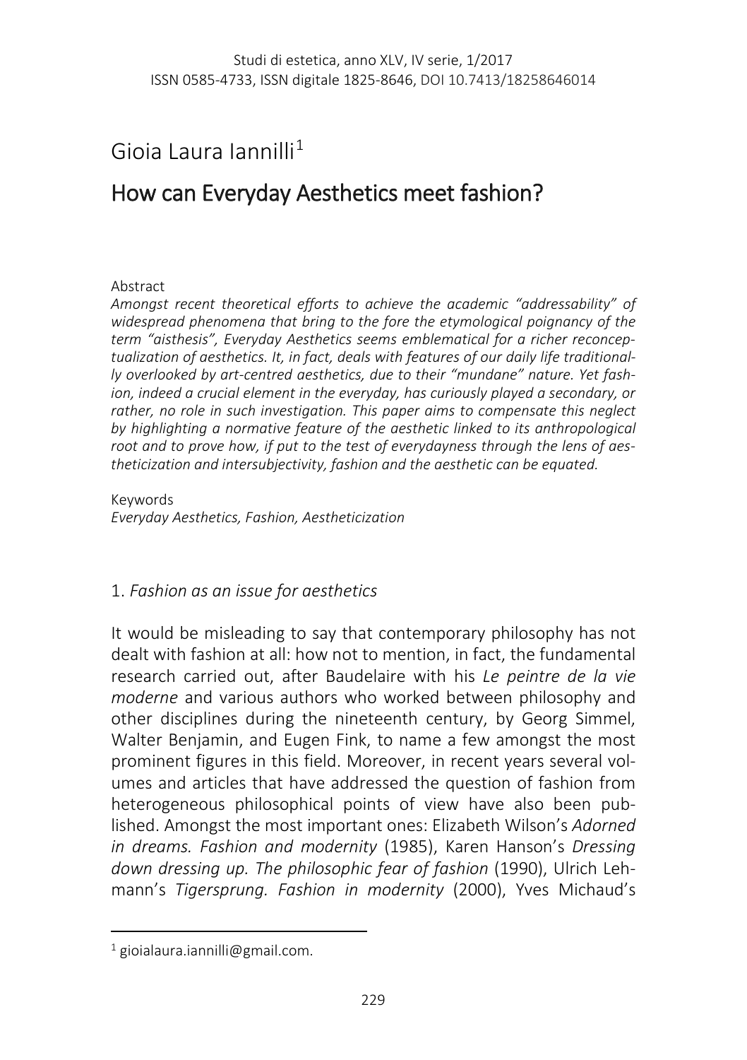Studi di estetica, anno XLV, IV serie, 1/2017
ISSN 0585-4733, ISSN digitale 1825-8646, DOI 10.7413/18258646014

# Gioia Laura Iannilli[1]

# How can Everyday Aesthetics meet fashion?

Abstract
*Amongst recent theoretical efforts to achieve the academic "addressability" of widespread phenomena that bring to the fore the etymological poignancy of the term "aisthesis", Everyday Aesthetics seems emblematical for a richer reconceptualization of aesthetics. It, in fact, deals with features of our daily life traditionally overlooked by art-centred aesthetics, due to their "mundane" nature. Yet fashion, indeed a crucial element in the everyday, has curiously played a secondary, or rather, no role in such investigation. This paper aims to compensate this neglect by highlighting a normative feature of the aesthetic linked to its anthropological root and to prove how, if put to the test of everydayness through the lens of aestheticization and intersubjectivity, fashion and the aesthetic can be equated.*

Keywords
*Everyday Aesthetics, Fashion, Aestheticization*

## 1. *Fashion as an issue for aesthetics*

It would be misleading to say that contemporary philosophy has not dealt with fashion at all: how not to mention, in fact, the fundamental research carried out, after Baudelaire with his *Le peintre de la vie moderne* and various authors who worked between philosophy and other disciplines during the nineteenth century, by Georg Simmel, Walter Benjamin, and Eugen Fink, to name a few amongst the most prominent figures in this field. Moreover, in recent years several volumes and articles that have addressed the question of fashion from heterogeneous philosophical points of view have also been published. Amongst the most important ones: Elizabeth Wilson's *Adorned in dreams. Fashion and modernity* (1985), Karen Hanson's *Dressing down dressing up. The philosophic fear of fashion* (1990), Ulrich Lehmann's *Tigersprung. Fashion in modernity* (2000), Yves Michaud's

[1] gioialaura.iannilli@gmail.com.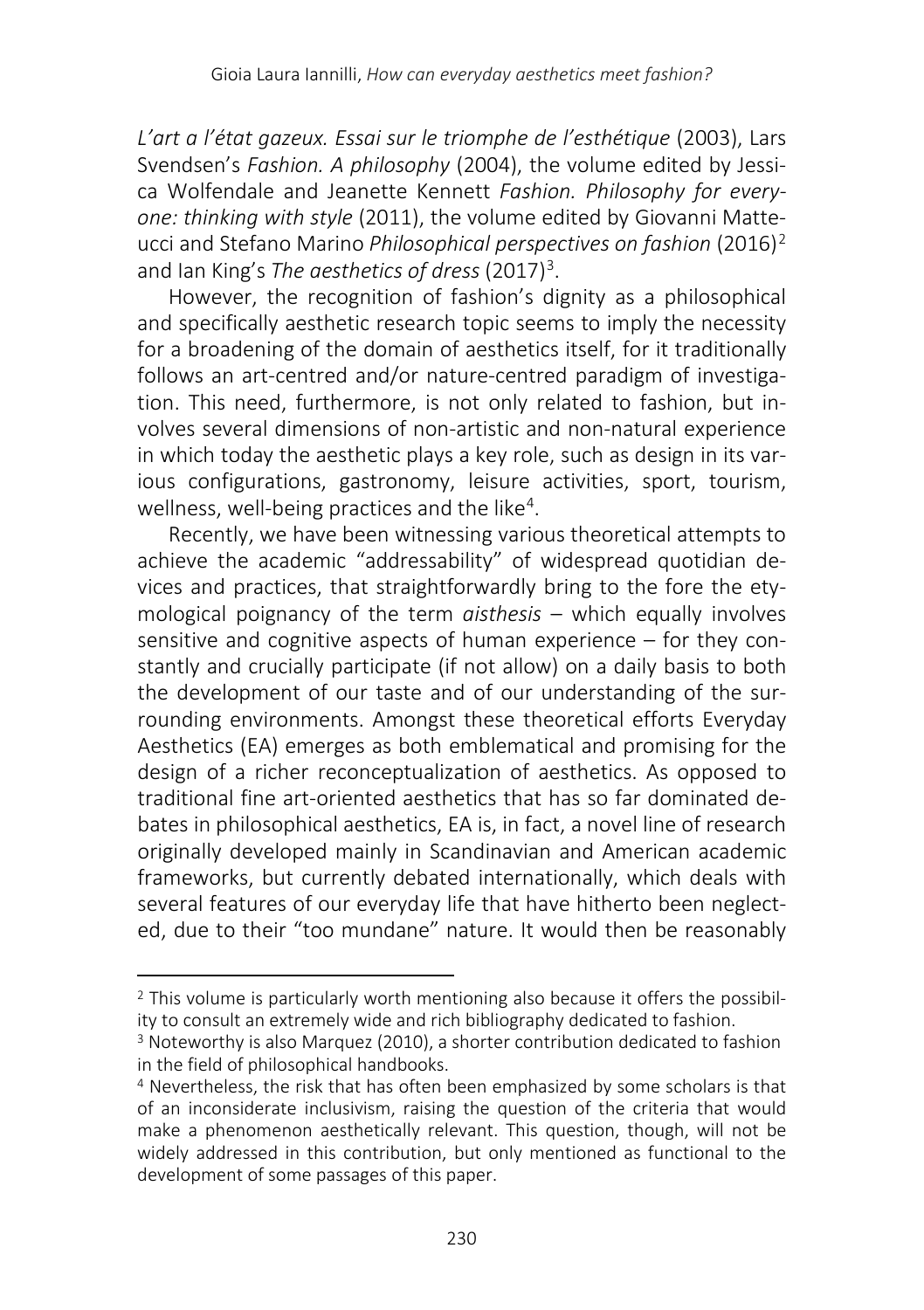*L'art a l'état gazeux. Essai sur le triomphe de l'esthétique* (2003), Lars Svendsen's *Fashion. A philosophy* (2004), the volume edited by Jessica Wolfendale and Jeanette Kennett *Fashion. Philosophy for everyone: thinking with style* (2011), the volume edited by Giovanni Matteucci and Stefano Marino *Philosophical perspectives on fashion* (2016)[2] and Ian King's *The aesthetics of dress* (2017)[3].

However, the recognition of fashion's dignity as a philosophical and specifically aesthetic research topic seems to imply the necessity for a broadening of the domain of aesthetics itself, for it traditionally follows an art-centred and/or nature-centred paradigm of investigation. This need, furthermore, is not only related to fashion, but involves several dimensions of non-artistic and non-natural experience in which today the aesthetic plays a key role, such as design in its various configurations, gastronomy, leisure activities, sport, tourism, wellness, well-being practices and the like[4].

Recently, we have been witnessing various theoretical attempts to achieve the academic "addressability" of widespread quotidian devices and practices, that straightforwardly bring to the fore the etymological poignancy of the term *aisthesis* – which equally involves sensitive and cognitive aspects of human experience – for they constantly and crucially participate (if not allow) on a daily basis to both the development of our taste and of our understanding of the surrounding environments. Amongst these theoretical efforts Everyday Aesthetics (EA) emerges as both emblematical and promising for the design of a richer reconceptualization of aesthetics. As opposed to traditional fine art-oriented aesthetics that has so far dominated debates in philosophical aesthetics, EA is, in fact, a novel line of research originally developed mainly in Scandinavian and American academic frameworks, but currently debated internationally, which deals with several features of our everyday life that have hitherto been neglected, due to their "too mundane" nature. It would then be reasonably

---

[2] This volume is particularly worth mentioning also because it offers the possibility to consult an extremely wide and rich bibliography dedicated to fashion.

[3] Noteworthy is also Marquez (2010), a shorter contribution dedicated to fashion in the field of philosophical handbooks.

[4] Nevertheless, the risk that has often been emphasized by some scholars is that of an inconsiderate inclusivism, raising the question of the criteria that would make a phenomenon aesthetically relevant. This question, though, will not be widely addressed in this contribution, but only mentioned as functional to the development of some passages of this paper.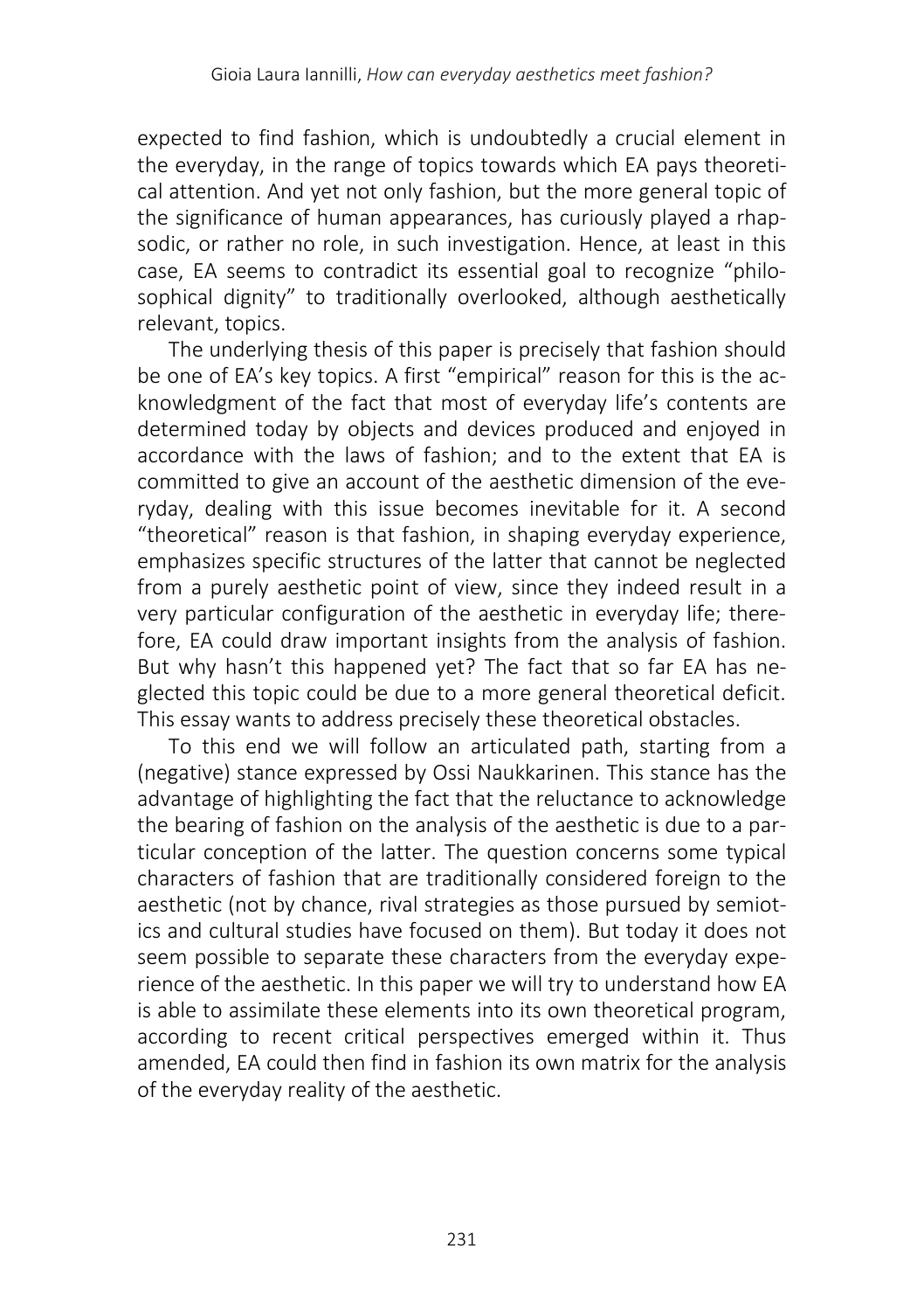expected to find fashion, which is undoubtedly a crucial element in the everyday, in the range of topics towards which EA pays theoretical attention. And yet not only fashion, but the more general topic of the significance of human appearances, has curiously played a rhapsodic, or rather no role, in such investigation. Hence, at least in this case, EA seems to contradict its essential goal to recognize "philosophical dignity" to traditionally overlooked, although aesthetically relevant, topics.

The underlying thesis of this paper is precisely that fashion should be one of EA's key topics. A first "empirical" reason for this is the acknowledgment of the fact that most of everyday life's contents are determined today by objects and devices produced and enjoyed in accordance with the laws of fashion; and to the extent that EA is committed to give an account of the aesthetic dimension of the everyday, dealing with this issue becomes inevitable for it. A second "theoretical" reason is that fashion, in shaping everyday experience, emphasizes specific structures of the latter that cannot be neglected from a purely aesthetic point of view, since they indeed result in a very particular configuration of the aesthetic in everyday life; therefore, EA could draw important insights from the analysis of fashion. But why hasn't this happened yet? The fact that so far EA has neglected this topic could be due to a more general theoretical deficit. This essay wants to address precisely these theoretical obstacles.

To this end we will follow an articulated path, starting from a (negative) stance expressed by Ossi Naukkarinen. This stance has the advantage of highlighting the fact that the reluctance to acknowledge the bearing of fashion on the analysis of the aesthetic is due to a particular conception of the latter. The question concerns some typical characters of fashion that are traditionally considered foreign to the aesthetic (not by chance, rival strategies as those pursued by semiotics and cultural studies have focused on them). But today it does not seem possible to separate these characters from the everyday experience of the aesthetic. In this paper we will try to understand how EA is able to assimilate these elements into its own theoretical program, according to recent critical perspectives emerged within it. Thus amended, EA could then find in fashion its own matrix for the analysis of the everyday reality of the aesthetic.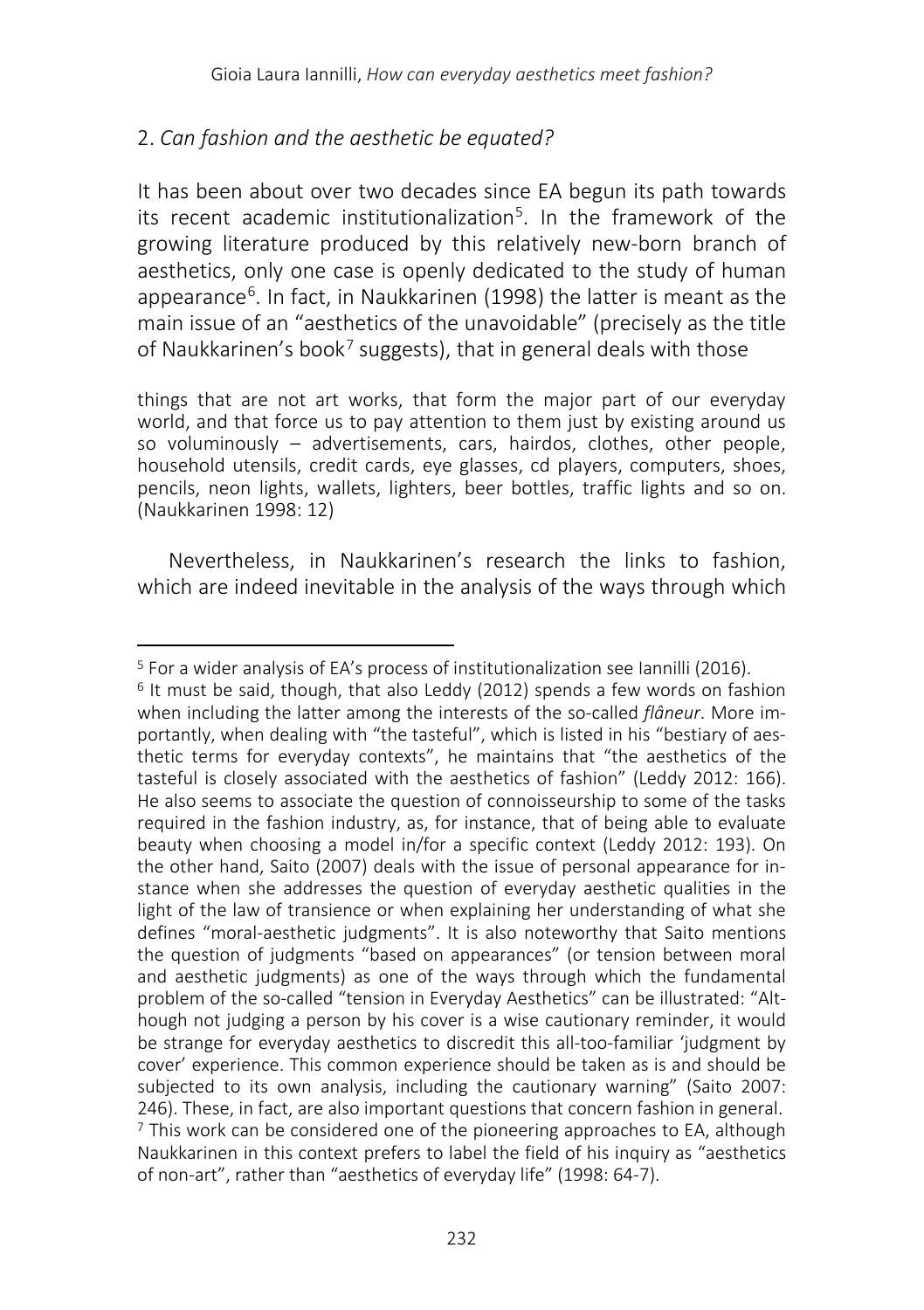## 2. *Can fashion and the aesthetic be equated?*

It has been about over two decades since EA begun its path towards its recent academic institutionalization[5]. In the framework of the growing literature produced by this relatively new-born branch of aesthetics, only one case is openly dedicated to the study of human appearance[6]. In fact, in Naukkarinen (1998) the latter is meant as the main issue of an "aesthetics of the unavoidable" (precisely as the title of Naukkarinen's book[7] suggests), that in general deals with those

> things that are not art works, that form the major part of our everyday world, and that force us to pay attention to them just by existing around us so voluminously – advertisements, cars, hairdos, clothes, other people, household utensils, credit cards, eye glasses, cd players, computers, shoes, pencils, neon lights, wallets, lighters, beer bottles, traffic lights and so on. (Naukkarinen 1998: 12)

Nevertheless, in Naukkarinen's research the links to fashion, which are indeed inevitable in the analysis of the ways through which

---

[5] For a wider analysis of EA's process of institutionalization see Iannilli (2016).

[6] It must be said, though, that also Leddy (2012) spends a few words on fashion when including the latter among the interests of the so-called *flâneur*. More importantly, when dealing with "the tasteful", which is listed in his "bestiary of aesthetic terms for everyday contexts", he maintains that "the aesthetics of the tasteful is closely associated with the aesthetics of fashion" (Leddy 2012: 166). He also seems to associate the question of connoisseurship to some of the tasks required in the fashion industry, as, for instance, that of being able to evaluate beauty when choosing a model in/for a specific context (Leddy 2012: 193). On the other hand, Saito (2007) deals with the issue of personal appearance for instance when she addresses the question of everyday aesthetic qualities in the light of the law of transience or when explaining her understanding of what she defines "moral-aesthetic judgments". It is also noteworthy that Saito mentions the question of judgments "based on appearances" (or tension between moral and aesthetic judgments) as one of the ways through which the fundamental problem of the so-called "tension in Everyday Aesthetics" can be illustrated: "Although not judging a person by his cover is a wise cautionary reminder, it would be strange for everyday aesthetics to discredit this all-too-familiar 'judgment by cover' experience. This common experience should be taken as is and should be subjected to its own analysis, including the cautionary warning" (Saito 2007: 246). These, in fact, are also important questions that concern fashion in general.

[7] This work can be considered one of the pioneering approaches to EA, although Naukkarinen in this context prefers to label the field of his inquiry as "aesthetics of non-art", rather than "aesthetics of everyday life" (1998: 64-7).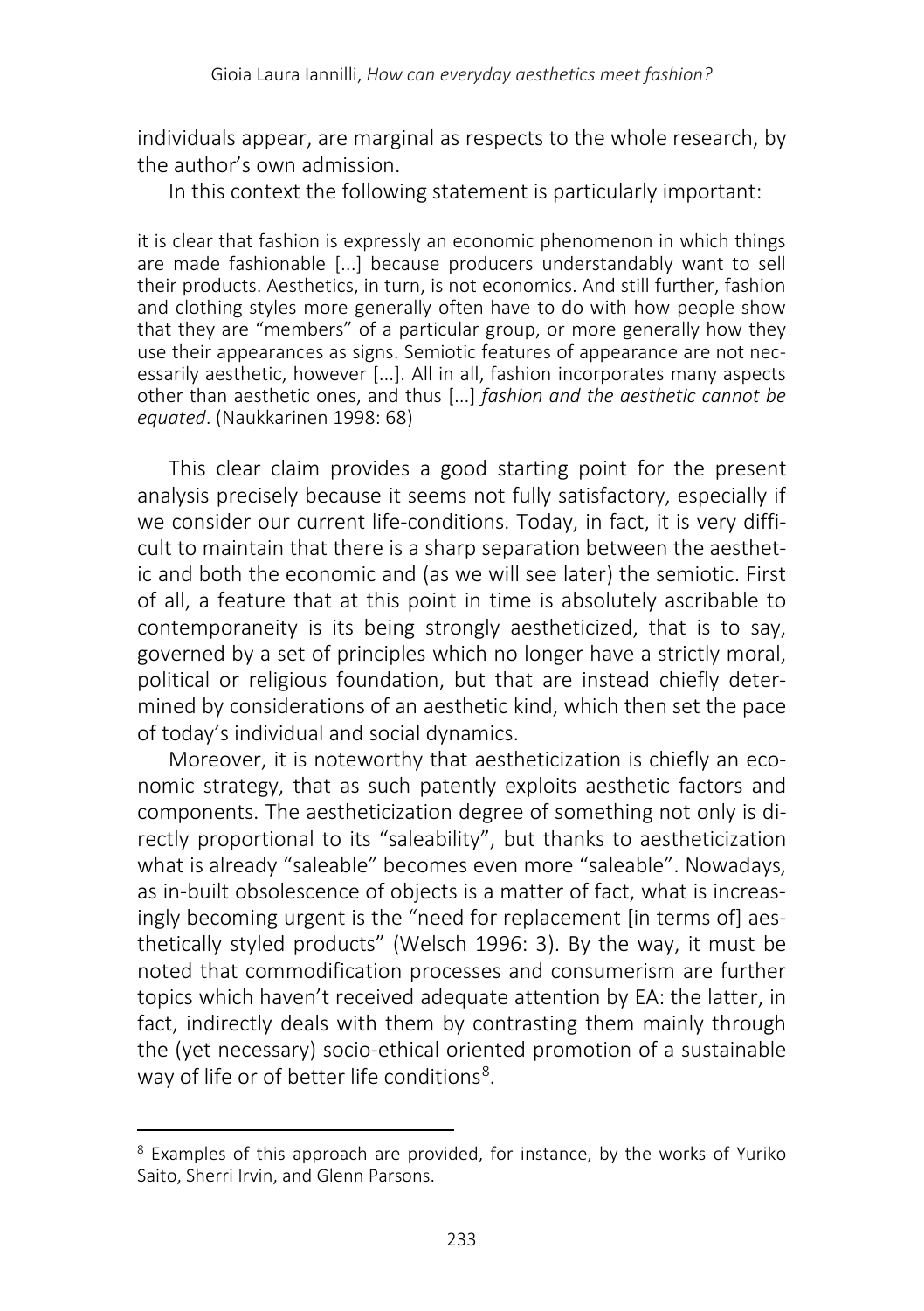individuals appear, are marginal as respects to the whole research, by the author's own admission.

In this context the following statement is particularly important:

> it is clear that fashion is expressly an economic phenomenon in which things are made fashionable [...] because producers understandably want to sell their products. Aesthetics, in turn, is not economics. And still further, fashion and clothing styles more generally often have to do with how people show that they are "members" of a particular group, or more generally how they use their appearances as signs. Semiotic features of appearance are not necessarily aesthetic, however [...]. All in all, fashion incorporates many aspects other than aesthetic ones, and thus [...] *fashion and the aesthetic cannot be equated*. (Naukkarinen 1998: 68)

This clear claim provides a good starting point for the present analysis precisely because it seems not fully satisfactory, especially if we consider our current life-conditions. Today, in fact, it is very difficult to maintain that there is a sharp separation between the aesthetic and both the economic and (as we will see later) the semiotic. First of all, a feature that at this point in time is absolutely ascribable to contemporaneity is its being strongly aestheticized, that is to say, governed by a set of principles which no longer have a strictly moral, political or religious foundation, but that are instead chiefly determined by considerations of an aesthetic kind, which then set the pace of today's individual and social dynamics.

Moreover, it is noteworthy that aestheticization is chiefly an economic strategy, that as such patently exploits aesthetic factors and components. The aestheticization degree of something not only is directly proportional to its "saleability", but thanks to aestheticization what is already "saleable" becomes even more "saleable". Nowadays, as in-built obsolescence of objects is a matter of fact, what is increasingly becoming urgent is the "need for replacement [in terms of] aesthetically styled products" (Welsch 1996: 3). By the way, it must be noted that commodification processes and consumerism are further topics which haven't received adequate attention by EA: the latter, in fact, indirectly deals with them by contrasting them mainly through the (yet necessary) socio-ethical oriented promotion of a sustainable way of life or of better life conditions[8].

[8] Examples of this approach are provided, for instance, by the works of Yuriko Saito, Sherri Irvin, and Glenn Parsons.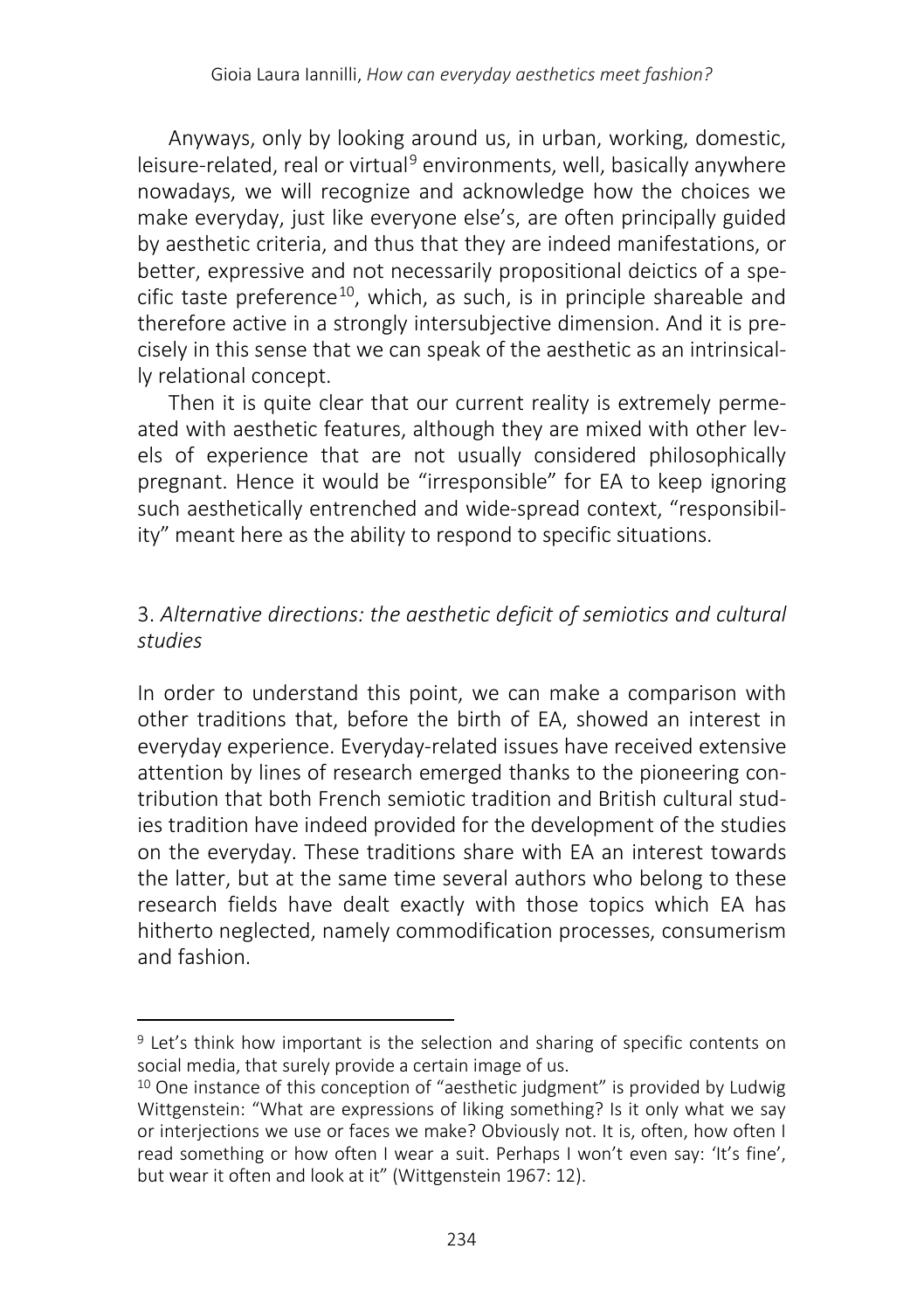Anyways, only by looking around us, in urban, working, domestic, leisure-related, real or virtual[9] environments, well, basically anywhere nowadays, we will recognize and acknowledge how the choices we make everyday, just like everyone else's, are often principally guided by aesthetic criteria, and thus that they are indeed manifestations, or better, expressive and not necessarily propositional deictics of a specific taste preference[10], which, as such, is in principle shareable and therefore active in a strongly intersubjective dimension. And it is precisely in this sense that we can speak of the aesthetic as an intrinsically relational concept.

Then it is quite clear that our current reality is extremely permeated with aesthetic features, although they are mixed with other levels of experience that are not usually considered philosophically pregnant. Hence it would be "irresponsible" for EA to keep ignoring such aesthetically entrenched and wide-spread context, "responsibility" meant here as the ability to respond to specific situations.

## 3. *Alternative directions: the aesthetic deficit of semiotics and cultural studies*

In order to understand this point, we can make a comparison with other traditions that, before the birth of EA, showed an interest in everyday experience. Everyday-related issues have received extensive attention by lines of research emerged thanks to the pioneering contribution that both French semiotic tradition and British cultural studies tradition have indeed provided for the development of the studies on the everyday. These traditions share with EA an interest towards the latter, but at the same time several authors who belong to these research fields have dealt exactly with those topics which EA has hitherto neglected, namely commodification processes, consumerism and fashion.

---

[9] Let's think how important is the selection and sharing of specific contents on social media, that surely provide a certain image of us.

[10] One instance of this conception of "aesthetic judgment" is provided by Ludwig Wittgenstein: "What are expressions of liking something? Is it only what we say or interjections we use or faces we make? Obviously not. It is, often, how often I read something or how often I wear a suit. Perhaps I won't even say: 'It's fine', but wear it often and look at it" (Wittgenstein 1967: 12).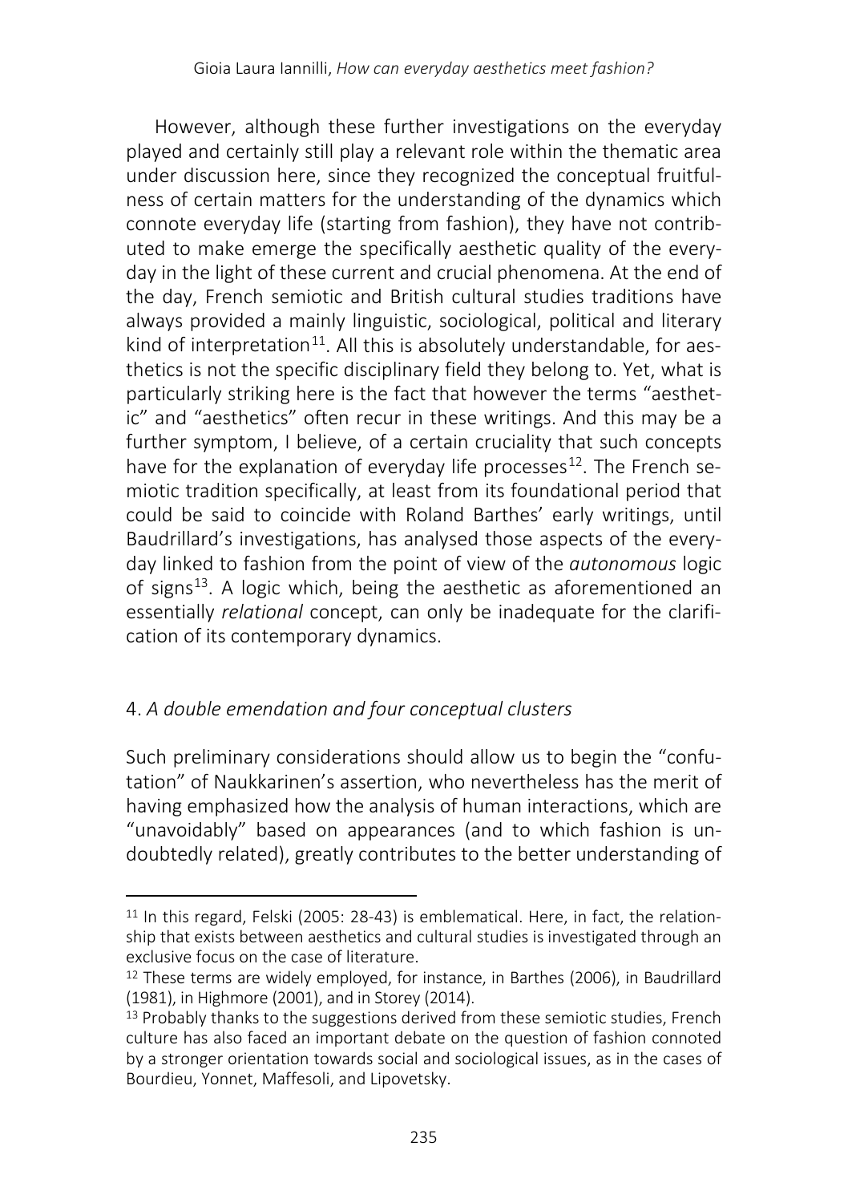However, although these further investigations on the everyday played and certainly still play a relevant role within the thematic area under discussion here, since they recognized the conceptual fruitfulness of certain matters for the understanding of the dynamics which connote everyday life (starting from fashion), they have not contributed to make emerge the specifically aesthetic quality of the everyday in the light of these current and crucial phenomena. At the end of the day, French semiotic and British cultural studies traditions have always provided a mainly linguistic, sociological, political and literary kind of interpretation[11]. All this is absolutely understandable, for aesthetics is not the specific disciplinary field they belong to. Yet, what is particularly striking here is the fact that however the terms "aesthetic" and "aesthetics" often recur in these writings. And this may be a further symptom, I believe, of a certain cruciality that such concepts have for the explanation of everyday life processes[12]. The French semiotic tradition specifically, at least from its foundational period that could be said to coincide with Roland Barthes' early writings, until Baudrillard's investigations, has analysed those aspects of the everyday linked to fashion from the point of view of the *autonomous* logic of signs[13]. A logic which, being the aesthetic as aforementioned an essentially *relational* concept, can only be inadequate for the clarification of its contemporary dynamics.

## 4. *A double emendation and four conceptual clusters*

Such preliminary considerations should allow us to begin the "confutation" of Naukkarinen's assertion, who nevertheless has the merit of having emphasized how the analysis of human interactions, which are "unavoidably" based on appearances (and to which fashion is undoubtedly related), greatly contributes to the better understanding of

---

[11] In this regard, Felski (2005: 28-43) is emblematical. Here, in fact, the relationship that exists between aesthetics and cultural studies is investigated through an exclusive focus on the case of literature.

[12] These terms are widely employed, for instance, in Barthes (2006), in Baudrillard (1981), in Highmore (2001), and in Storey (2014).

[13] Probably thanks to the suggestions derived from these semiotic studies, French culture has also faced an important debate on the question of fashion connoted by a stronger orientation towards social and sociological issues, as in the cases of Bourdieu, Yonnet, Maffesoli, and Lipovetsky.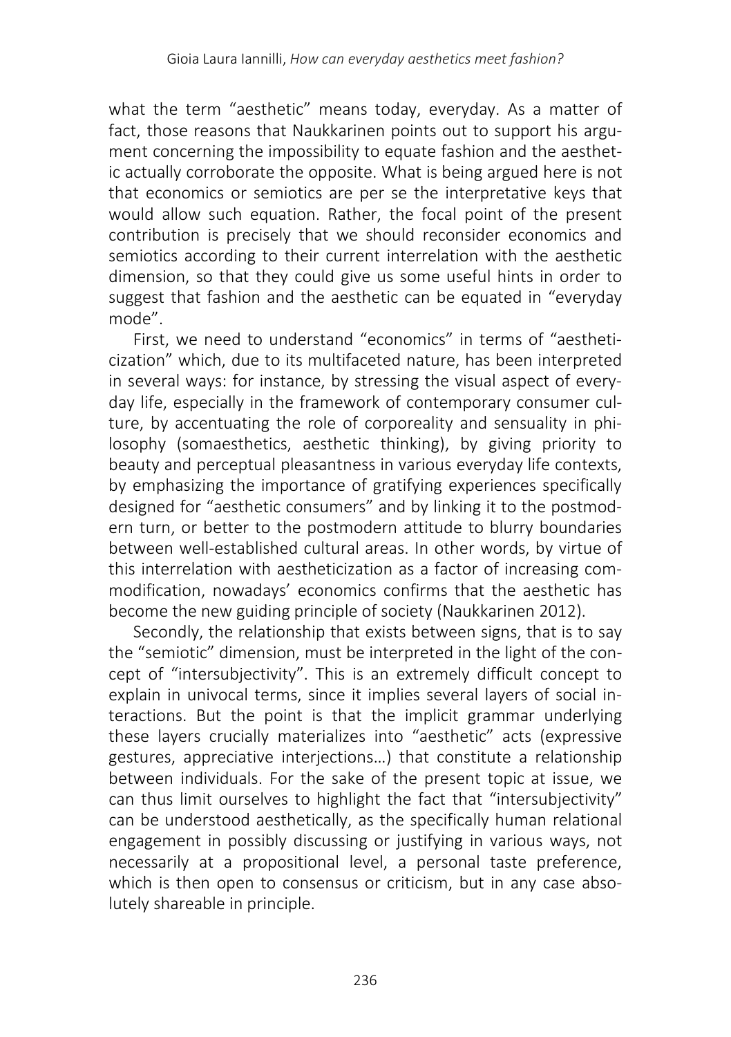what the term "aesthetic" means today, everyday. As a matter of fact, those reasons that Naukkarinen points out to support his argument concerning the impossibility to equate fashion and the aesthetic actually corroborate the opposite. What is being argued here is not that economics or semiotics are per se the interpretative keys that would allow such equation. Rather, the focal point of the present contribution is precisely that we should reconsider economics and semiotics according to their current interrelation with the aesthetic dimension, so that they could give us some useful hints in order to suggest that fashion and the aesthetic can be equated in "everyday mode".

First, we need to understand "economics" in terms of "aestheticization" which, due to its multifaceted nature, has been interpreted in several ways: for instance, by stressing the visual aspect of everyday life, especially in the framework of contemporary consumer culture, by accentuating the role of corporeality and sensuality in philosophy (somaesthetics, aesthetic thinking), by giving priority to beauty and perceptual pleasantness in various everyday life contexts, by emphasizing the importance of gratifying experiences specifically designed for "aesthetic consumers" and by linking it to the postmodern turn, or better to the postmodern attitude to blurry boundaries between well-established cultural areas. In other words, by virtue of this interrelation with aestheticization as a factor of increasing commodification, nowadays' economics confirms that the aesthetic has become the new guiding principle of society (Naukkarinen 2012).

Secondly, the relationship that exists between signs, that is to say the "semiotic" dimension, must be interpreted in the light of the concept of "intersubjectivity". This is an extremely difficult concept to explain in univocal terms, since it implies several layers of social interactions. But the point is that the implicit grammar underlying these layers crucially materializes into "aesthetic" acts (expressive gestures, appreciative interjections…) that constitute a relationship between individuals. For the sake of the present topic at issue, we can thus limit ourselves to highlight the fact that "intersubjectivity" can be understood aesthetically, as the specifically human relational engagement in possibly discussing or justifying in various ways, not necessarily at a propositional level, a personal taste preference, which is then open to consensus or criticism, but in any case absolutely shareable in principle.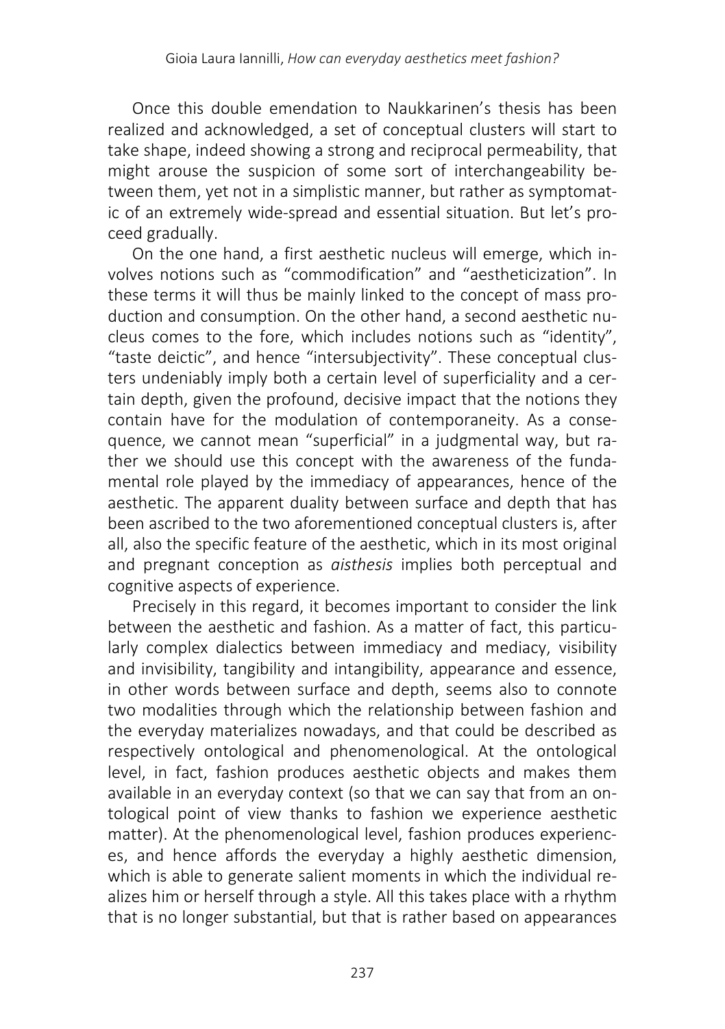Once this double emendation to Naukkarinen's thesis has been realized and acknowledged, a set of conceptual clusters will start to take shape, indeed showing a strong and reciprocal permeability, that might arouse the suspicion of some sort of interchangeability between them, yet not in a simplistic manner, but rather as symptomatic of an extremely wide-spread and essential situation. But let's proceed gradually.

On the one hand, a first aesthetic nucleus will emerge, which involves notions such as "commodification" and "aestheticization". In these terms it will thus be mainly linked to the concept of mass production and consumption. On the other hand, a second aesthetic nucleus comes to the fore, which includes notions such as "identity", "taste deictic", and hence "intersubjectivity". These conceptual clusters undeniably imply both a certain level of superficiality and a certain depth, given the profound, decisive impact that the notions they contain have for the modulation of contemporaneity. As a consequence, we cannot mean "superficial" in a judgmental way, but rather we should use this concept with the awareness of the fundamental role played by the immediacy of appearances, hence of the aesthetic. The apparent duality between surface and depth that has been ascribed to the two aforementioned conceptual clusters is, after all, also the specific feature of the aesthetic, which in its most original and pregnant conception as *aisthesis* implies both perceptual and cognitive aspects of experience.

Precisely in this regard, it becomes important to consider the link between the aesthetic and fashion. As a matter of fact, this particularly complex dialectics between immediacy and mediacy, visibility and invisibility, tangibility and intangibility, appearance and essence, in other words between surface and depth, seems also to connote two modalities through which the relationship between fashion and the everyday materializes nowadays, and that could be described as respectively ontological and phenomenological. At the ontological level, in fact, fashion produces aesthetic objects and makes them available in an everyday context (so that we can say that from an ontological point of view thanks to fashion we experience aesthetic matter). At the phenomenological level, fashion produces experiences, and hence affords the everyday a highly aesthetic dimension, which is able to generate salient moments in which the individual realizes him or herself through a style. All this takes place with a rhythm that is no longer substantial, but that is rather based on appearances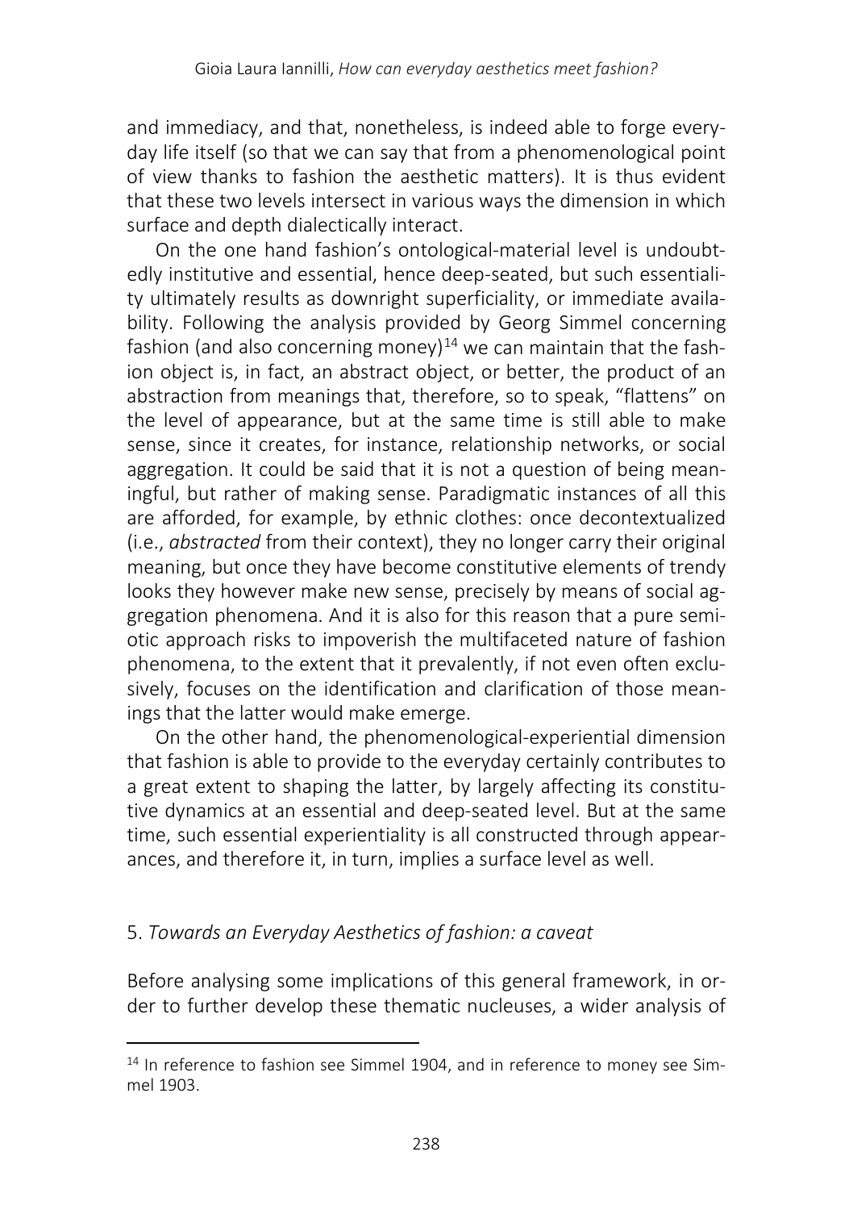and immediacy, and that, nonetheless, is indeed able to forge everyday life itself (so that we can say that from a phenomenological point of view thanks to fashion the aesthetic matters). It is thus evident that these two levels intersect in various ways the dimension in which surface and depth dialectically interact.

On the one hand fashion's ontological-material level is undoubtedly institutive and essential, hence deep-seated, but such essentiality ultimately results as downright superficiality, or immediate availability. Following the analysis provided by Georg Simmel concerning fashion (and also concerning money)[14] we can maintain that the fashion object is, in fact, an abstract object, or better, the product of an abstraction from meanings that, therefore, so to speak, "flattens" on the level of appearance, but at the same time is still able to make sense, since it creates, for instance, relationship networks, or social aggregation. It could be said that it is not a question of being meaningful, but rather of making sense. Paradigmatic instances of all this are afforded, for example, by ethnic clothes: once decontextualized (i.e., *abstracted* from their context), they no longer carry their original meaning, but once they have become constitutive elements of trendy looks they however make new sense, precisely by means of social aggregation phenomena. And it is also for this reason that a pure semiotic approach risks to impoverish the multifaceted nature of fashion phenomena, to the extent that it prevalently, if not even often exclusively, focuses on the identification and clarification of those meanings that the latter would make emerge.

On the other hand, the phenomenological-experiential dimension that fashion is able to provide to the everyday certainly contributes to a great extent to shaping the latter, by largely affecting its constitutive dynamics at an essential and deep-seated level. But at the same time, such essential experientiality is all constructed through appearances, and therefore it, in turn, implies a surface level as well.

## 5. *Towards an Everyday Aesthetics of fashion: a caveat*

Before analysing some implications of this general framework, in order to further develop these thematic nucleuses, a wider analysis of

---

[14] In reference to fashion see Simmel 1904, and in reference to money see Simmel 1903.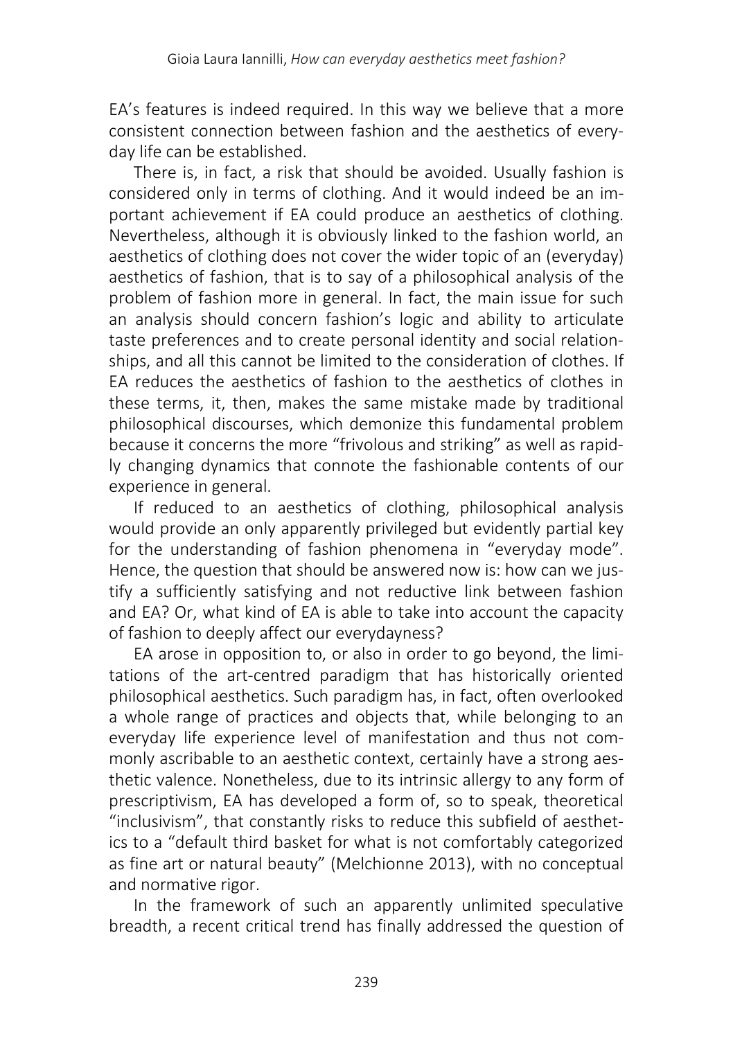EA's features is indeed required. In this way we believe that a more consistent connection between fashion and the aesthetics of everyday life can be established.

There is, in fact, a risk that should be avoided. Usually fashion is considered only in terms of clothing. And it would indeed be an important achievement if EA could produce an aesthetics of clothing. Nevertheless, although it is obviously linked to the fashion world, an aesthetics of clothing does not cover the wider topic of an (everyday) aesthetics of fashion, that is to say of a philosophical analysis of the problem of fashion more in general. In fact, the main issue for such an analysis should concern fashion's logic and ability to articulate taste preferences and to create personal identity and social relationships, and all this cannot be limited to the consideration of clothes. If EA reduces the aesthetics of fashion to the aesthetics of clothes in these terms, it, then, makes the same mistake made by traditional philosophical discourses, which demonize this fundamental problem because it concerns the more "frivolous and striking" as well as rapidly changing dynamics that connote the fashionable contents of our experience in general.

If reduced to an aesthetics of clothing, philosophical analysis would provide an only apparently privileged but evidently partial key for the understanding of fashion phenomena in "everyday mode". Hence, the question that should be answered now is: how can we justify a sufficiently satisfying and not reductive link between fashion and EA? Or, what kind of EA is able to take into account the capacity of fashion to deeply affect our everydayness?

EA arose in opposition to, or also in order to go beyond, the limitations of the art-centred paradigm that has historically oriented philosophical aesthetics. Such paradigm has, in fact, often overlooked a whole range of practices and objects that, while belonging to an everyday life experience level of manifestation and thus not commonly ascribable to an aesthetic context, certainly have a strong aesthetic valence. Nonetheless, due to its intrinsic allergy to any form of prescriptivism, EA has developed a form of, so to speak, theoretical "inclusivism", that constantly risks to reduce this subfield of aesthetics to a "default third basket for what is not comfortably categorized as fine art or natural beauty" (Melchionne 2013), with no conceptual and normative rigor.

In the framework of such an apparently unlimited speculative breadth, a recent critical trend has finally addressed the question of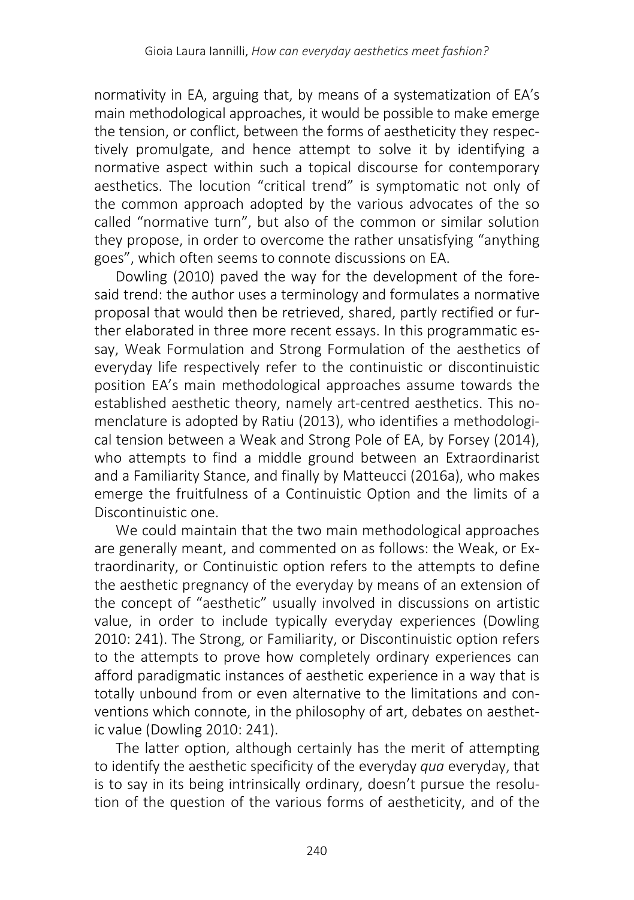normativity in EA, arguing that, by means of a systematization of EA's main methodological approaches, it would be possible to make emerge the tension, or conflict, between the forms of aestheticity they respectively promulgate, and hence attempt to solve it by identifying a normative aspect within such a topical discourse for contemporary aesthetics. The locution "critical trend" is symptomatic not only of the common approach adopted by the various advocates of the so called "normative turn", but also of the common or similar solution they propose, in order to overcome the rather unsatisfying "anything goes", which often seems to connote discussions on EA.

Dowling (2010) paved the way for the development of the foresaid trend: the author uses a terminology and formulates a normative proposal that would then be retrieved, shared, partly rectified or further elaborated in three more recent essays. In this programmatic essay, Weak Formulation and Strong Formulation of the aesthetics of everyday life respectively refer to the continuistic or discontinuistic position EA's main methodological approaches assume towards the established aesthetic theory, namely art-centred aesthetics. This nomenclature is adopted by Ratiu (2013), who identifies a methodological tension between a Weak and Strong Pole of EA, by Forsey (2014), who attempts to find a middle ground between an Extraordinarist and a Familiarity Stance, and finally by Matteucci (2016a), who makes emerge the fruitfulness of a Continuistic Option and the limits of a Discontinuistic one.

We could maintain that the two main methodological approaches are generally meant, and commented on as follows: the Weak, or Extraordinarity, or Continuistic option refers to the attempts to define the aesthetic pregnancy of the everyday by means of an extension of the concept of "aesthetic" usually involved in discussions on artistic value, in order to include typically everyday experiences (Dowling 2010: 241). The Strong, or Familiarity, or Discontinuistic option refers to the attempts to prove how completely ordinary experiences can afford paradigmatic instances of aesthetic experience in a way that is totally unbound from or even alternative to the limitations and conventions which connote, in the philosophy of art, debates on aesthetic value (Dowling 2010: 241).

The latter option, although certainly has the merit of attempting to identify the aesthetic specificity of the everyday *qua* everyday, that is to say in its being intrinsically ordinary, doesn't pursue the resolution of the question of the various forms of aestheticity, and of the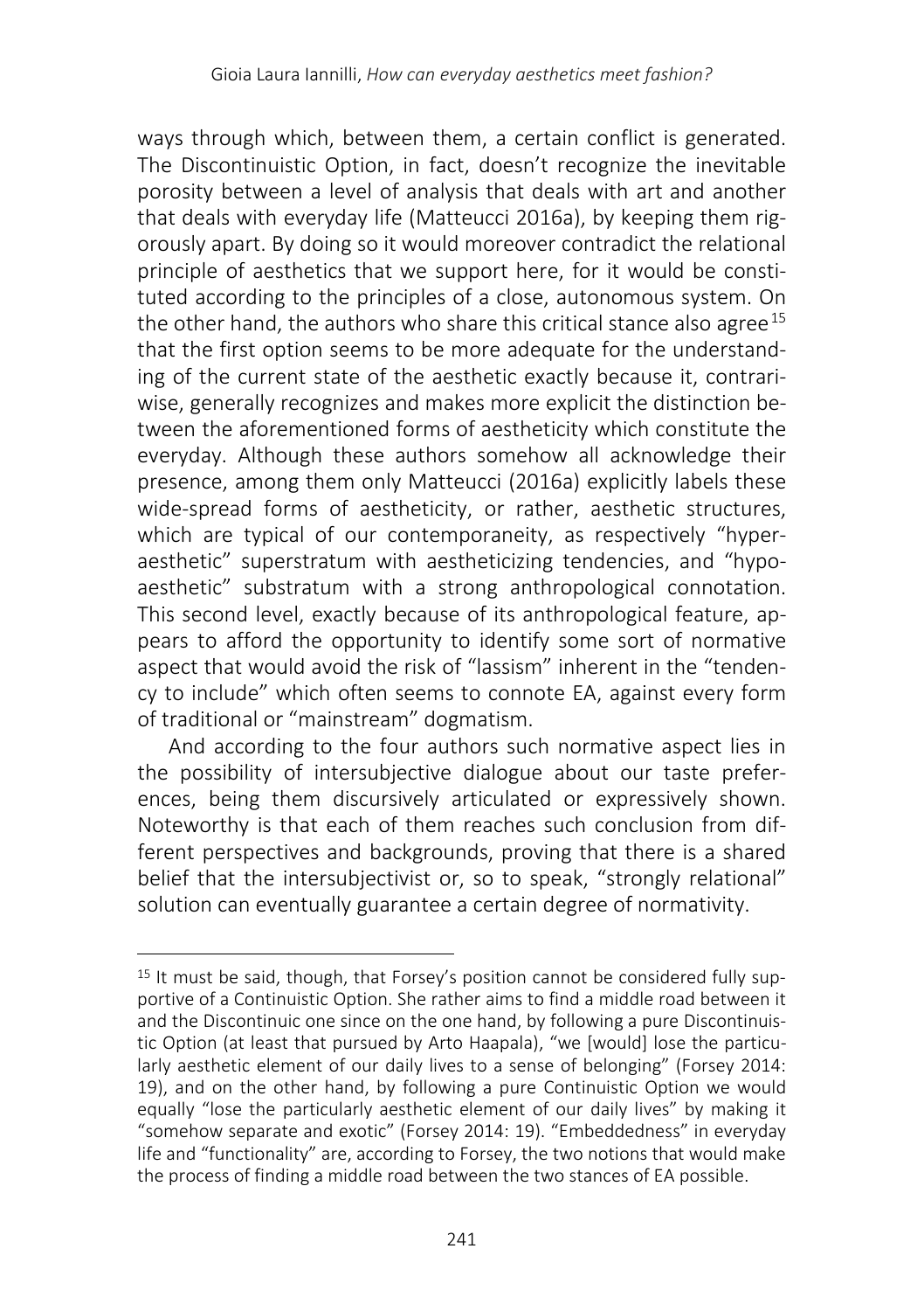ways through which, between them, a certain conflict is generated. The Discontinuistic Option, in fact, doesn't recognize the inevitable porosity between a level of analysis that deals with art and another that deals with everyday life (Matteucci 2016a), by keeping them rigorously apart. By doing so it would moreover contradict the relational principle of aesthetics that we support here, for it would be constituted according to the principles of a close, autonomous system. On the other hand, the authors who share this critical stance also agree[15] that the first option seems to be more adequate for the understanding of the current state of the aesthetic exactly because it, contrariwise, generally recognizes and makes more explicit the distinction between the aforementioned forms of aestheticity which constitute the everyday. Although these authors somehow all acknowledge their presence, among them only Matteucci (2016a) explicitly labels these wide-spread forms of aestheticity, or rather, aesthetic structures, which are typical of our contemporaneity, as respectively "hyper-aesthetic" superstratum with aestheticizing tendencies, and "hypo-aesthetic" substratum with a strong anthropological connotation. This second level, exactly because of its anthropological feature, appears to afford the opportunity to identify some sort of normative aspect that would avoid the risk of "lassism" inherent in the "tendency to include" which often seems to connote EA, against every form of traditional or "mainstream" dogmatism.

And according to the four authors such normative aspect lies in the possibility of intersubjective dialogue about our taste preferences, being them discursively articulated or expressively shown. Noteworthy is that each of them reaches such conclusion from different perspectives and backgrounds, proving that there is a shared belief that the intersubjectivist or, so to speak, "strongly relational" solution can eventually guarantee a certain degree of normativity.

[15] It must be said, though, that Forsey's position cannot be considered fully supportive of a Continuistic Option. She rather aims to find a middle road between it and the Discontinuic one since on the one hand, by following a pure Discontinuistic Option (at least that pursued by Arto Haapala), "we [would] lose the particularly aesthetic element of our daily lives to a sense of belonging" (Forsey 2014: 19), and on the other hand, by following a pure Continuistic Option we would equally "lose the particularly aesthetic element of our daily lives" by making it "somehow separate and exotic" (Forsey 2014: 19). "Embeddedness" in everyday life and "functionality" are, according to Forsey, the two notions that would make the process of finding a middle road between the two stances of EA possible.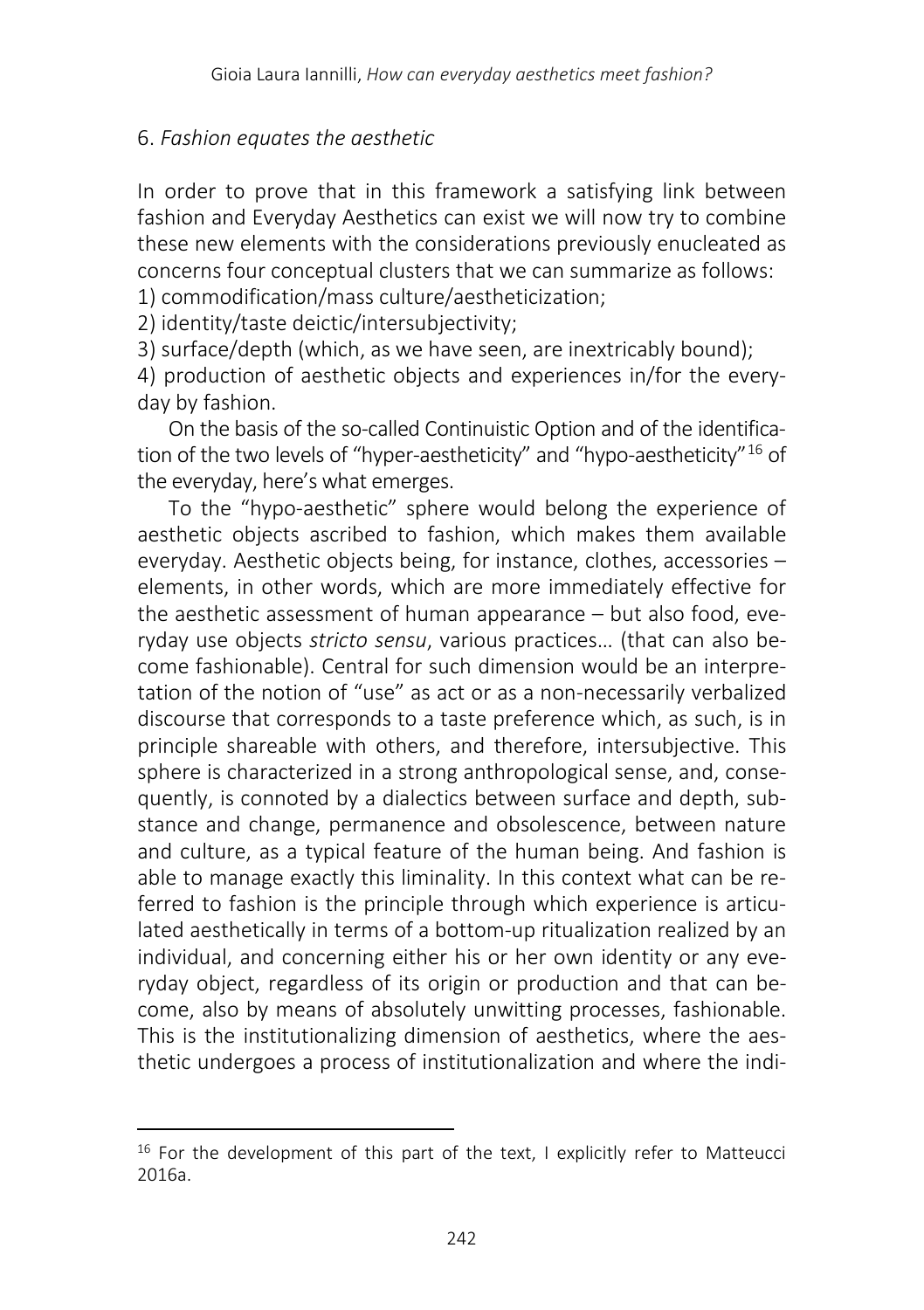## 6. *Fashion equates the aesthetic*

In order to prove that in this framework a satisfying link between fashion and Everyday Aesthetics can exist we will now try to combine these new elements with the considerations previously enucleated as concerns four conceptual clusters that we can summarize as follows:

1) commodification/mass culture/aestheticization;
2) identity/taste deictic/intersubjectivity;
3) surface/depth (which, as we have seen, are inextricably bound);
4) production of aesthetic objects and experiences in/for the everyday by fashion.

On the basis of the so-called Continuistic Option and of the identification of the two levels of "hyper-aestheticity" and "hypo-aestheticity"[16] of the everyday, here's what emerges.

To the "hypo-aesthetic" sphere would belong the experience of aesthetic objects ascribed to fashion, which makes them available everyday. Aesthetic objects being, for instance, clothes, accessories – elements, in other words, which are more immediately effective for the aesthetic assessment of human appearance – but also food, everyday use objects *stricto sensu*, various practices… (that can also become fashionable). Central for such dimension would be an interpretation of the notion of "use" as act or as a non-necessarily verbalized discourse that corresponds to a taste preference which, as such, is in principle shareable with others, and therefore, intersubjective. This sphere is characterized in a strong anthropological sense, and, consequently, is connoted by a dialectics between surface and depth, substance and change, permanence and obsolescence, between nature and culture, as a typical feature of the human being. And fashion is able to manage exactly this liminality. In this context what can be referred to fashion is the principle through which experience is articulated aesthetically in terms of a bottom-up ritualization realized by an individual, and concerning either his or her own identity or any everyday object, regardless of its origin or production and that can become, also by means of absolutely unwitting processes, fashionable. This is the institutionalizing dimension of aesthetics, where the aesthetic undergoes a process of institutionalization and where the indi-

[16] For the development of this part of the text, I explicitly refer to Matteucci 2016a.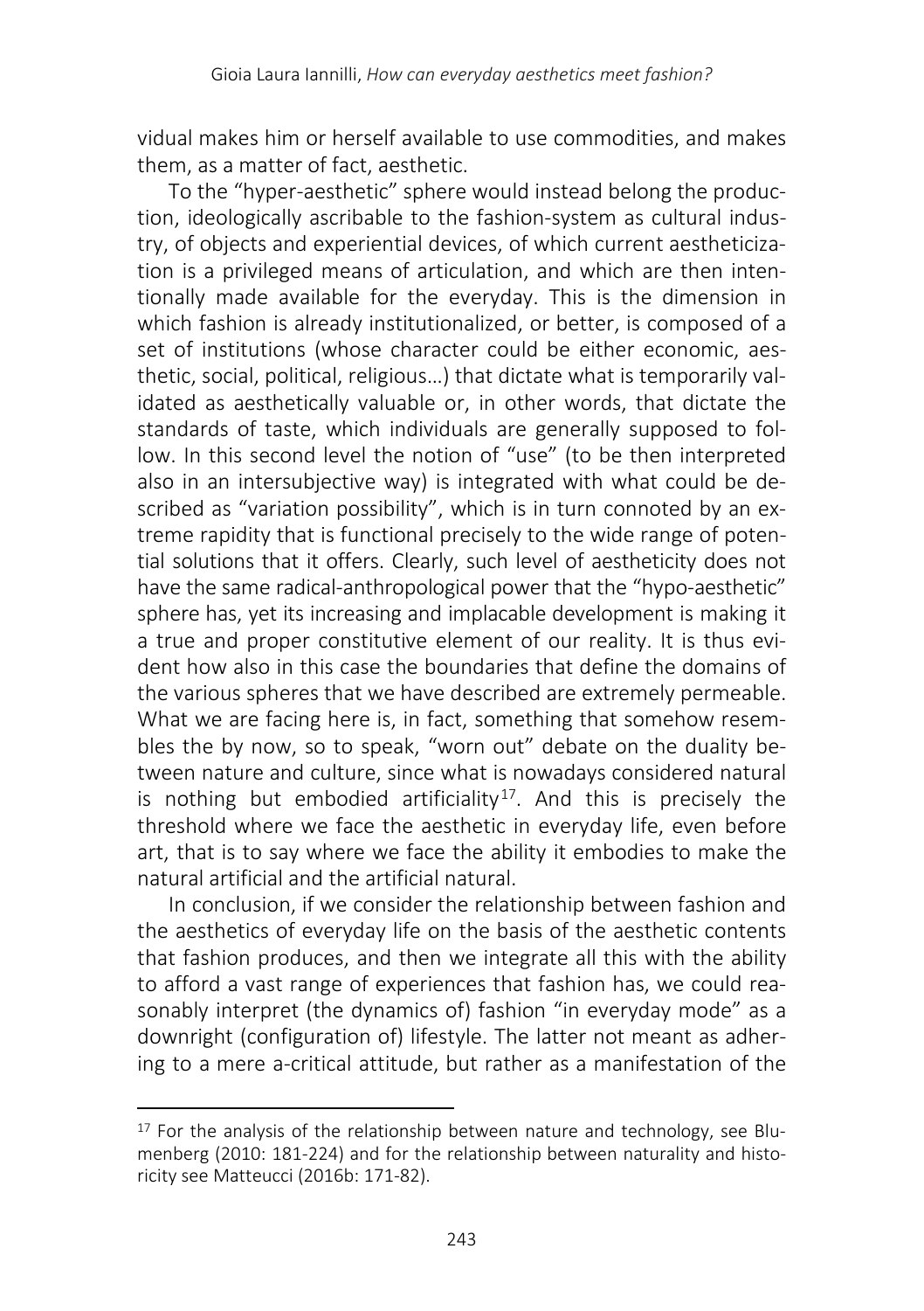vidual makes him or herself available to use commodities, and makes them, as a matter of fact, aesthetic.

To the "hyper-aesthetic" sphere would instead belong the production, ideologically ascribable to the fashion-system as cultural industry, of objects and experiential devices, of which current aestheticization is a privileged means of articulation, and which are then intentionally made available for the everyday. This is the dimension in which fashion is already institutionalized, or better, is composed of a set of institutions (whose character could be either economic, aesthetic, social, political, religious…) that dictate what is temporarily validated as aesthetically valuable or, in other words, that dictate the standards of taste, which individuals are generally supposed to follow. In this second level the notion of "use" (to be then interpreted also in an intersubjective way) is integrated with what could be described as "variation possibility", which is in turn connoted by an extreme rapidity that is functional precisely to the wide range of potential solutions that it offers. Clearly, such level of aestheticity does not have the same radical-anthropological power that the "hypo-aesthetic" sphere has, yet its increasing and implacable development is making it a true and proper constitutive element of our reality. It is thus evident how also in this case the boundaries that define the domains of the various spheres that we have described are extremely permeable. What we are facing here is, in fact, something that somehow resembles the by now, so to speak, "worn out" debate on the duality between nature and culture, since what is nowadays considered natural is nothing but embodied artificiality[17]. And this is precisely the threshold where we face the aesthetic in everyday life, even before art, that is to say where we face the ability it embodies to make the natural artificial and the artificial natural.

In conclusion, if we consider the relationship between fashion and the aesthetics of everyday life on the basis of the aesthetic contents that fashion produces, and then we integrate all this with the ability to afford a vast range of experiences that fashion has, we could reasonably interpret (the dynamics of) fashion "in everyday mode" as a downright (configuration of) lifestyle. The latter not meant as adhering to a mere a-critical attitude, but rather as a manifestation of the

[17] For the analysis of the relationship between nature and technology, see Blumenberg (2010: 181-224) and for the relationship between naturality and historicity see Matteucci (2016b: 171-82).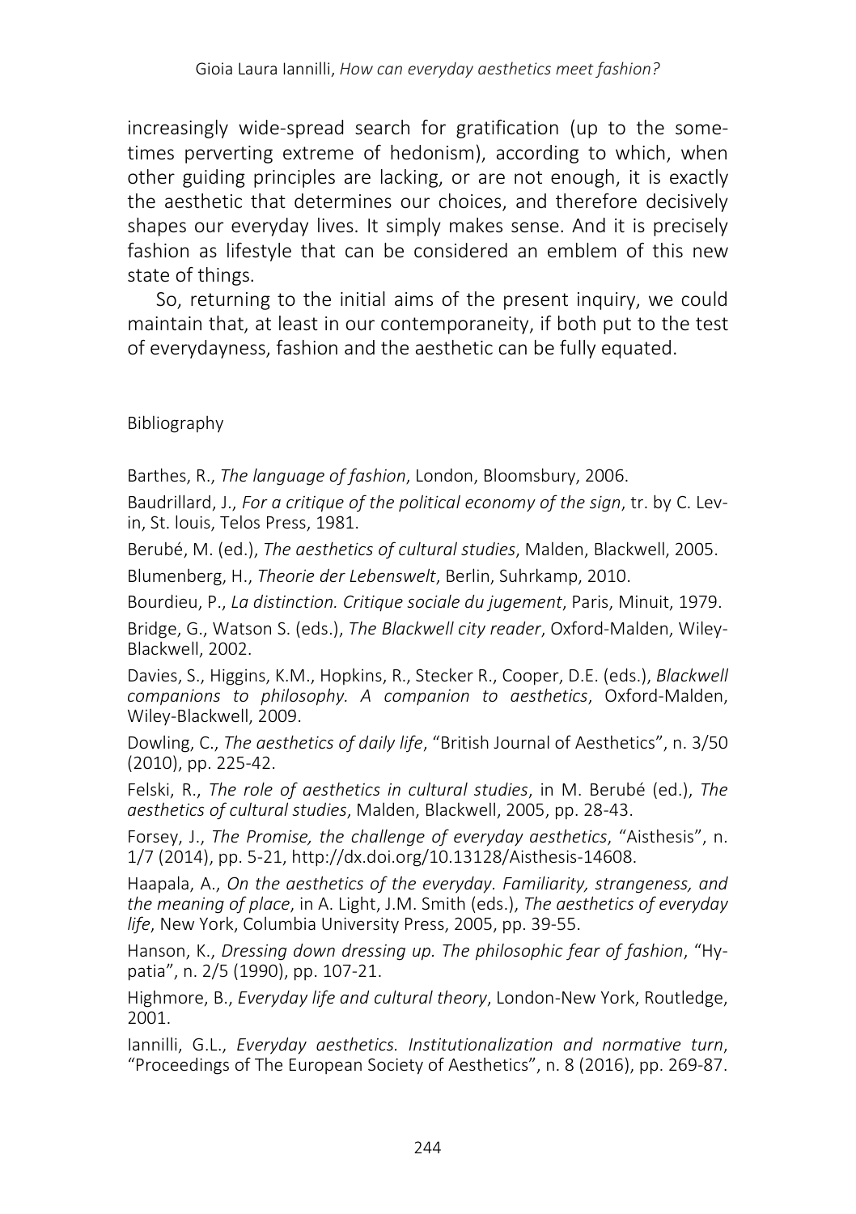increasingly wide-spread search for gratification (up to the some-times perverting extreme of hedonism), according to which, when other guiding principles are lacking, or are not enough, it is exactly the aesthetic that determines our choices, and therefore decisively shapes our everyday lives. It simply makes sense. And it is precisely fashion as lifestyle that can be considered an emblem of this new state of things.

So, returning to the initial aims of the present inquiry, we could maintain that, at least in our contemporaneity, if both put to the test of everydayness, fashion and the aesthetic can be fully equated.

Bibliography

Barthes, R., *The language of fashion*, London, Bloomsbury, 2006.

Baudrillard, J., *For a critique of the political economy of the sign*, tr. by C. Levin, St. louis, Telos Press, 1981.

Berubé, M. (ed.), *The aesthetics of cultural studies*, Malden, Blackwell, 2005.

Blumenberg, H., *Theorie der Lebenswelt*, Berlin, Suhrkamp, 2010.

Bourdieu, P., *La distinction. Critique sociale du jugement*, Paris, Minuit, 1979.

Bridge, G., Watson S. (eds.), *The Blackwell city reader*, Oxford-Malden, Wiley-Blackwell, 2002.

Davies, S., Higgins, K.M., Hopkins, R., Stecker R., Cooper, D.E. (eds.), *Blackwell companions to philosophy. A companion to aesthetics*, Oxford-Malden, Wiley-Blackwell, 2009.

Dowling, C., *The aesthetics of daily life*, "British Journal of Aesthetics", n. 3/50 (2010), pp. 225-42.

Felski, R., *The role of aesthetics in cultural studies*, in M. Berubé (ed.), *The aesthetics of cultural studies*, Malden, Blackwell, 2005, pp. 28-43.

Forsey, J., *The Promise, the challenge of everyday aesthetics*, "Aisthesis", n. 1/7 (2014), pp. 5-21, http://dx.doi.org/10.13128/Aisthesis-14608.

Haapala, A., *On the aesthetics of the everyday. Familiarity, strangeness, and the meaning of place*, in A. Light, J.M. Smith (eds.), *The aesthetics of everyday life*, New York, Columbia University Press, 2005, pp. 39-55.

Hanson, K., *Dressing down dressing up. The philosophic fear of fashion*, "Hypatia", n. 2/5 (1990), pp. 107-21.

Highmore, B., *Everyday life and cultural theory*, London-New York, Routledge, 2001.

Iannilli, G.L., *Everyday aesthetics. Institutionalization and normative turn*, "Proceedings of The European Society of Aesthetics", n. 8 (2016), pp. 269-87.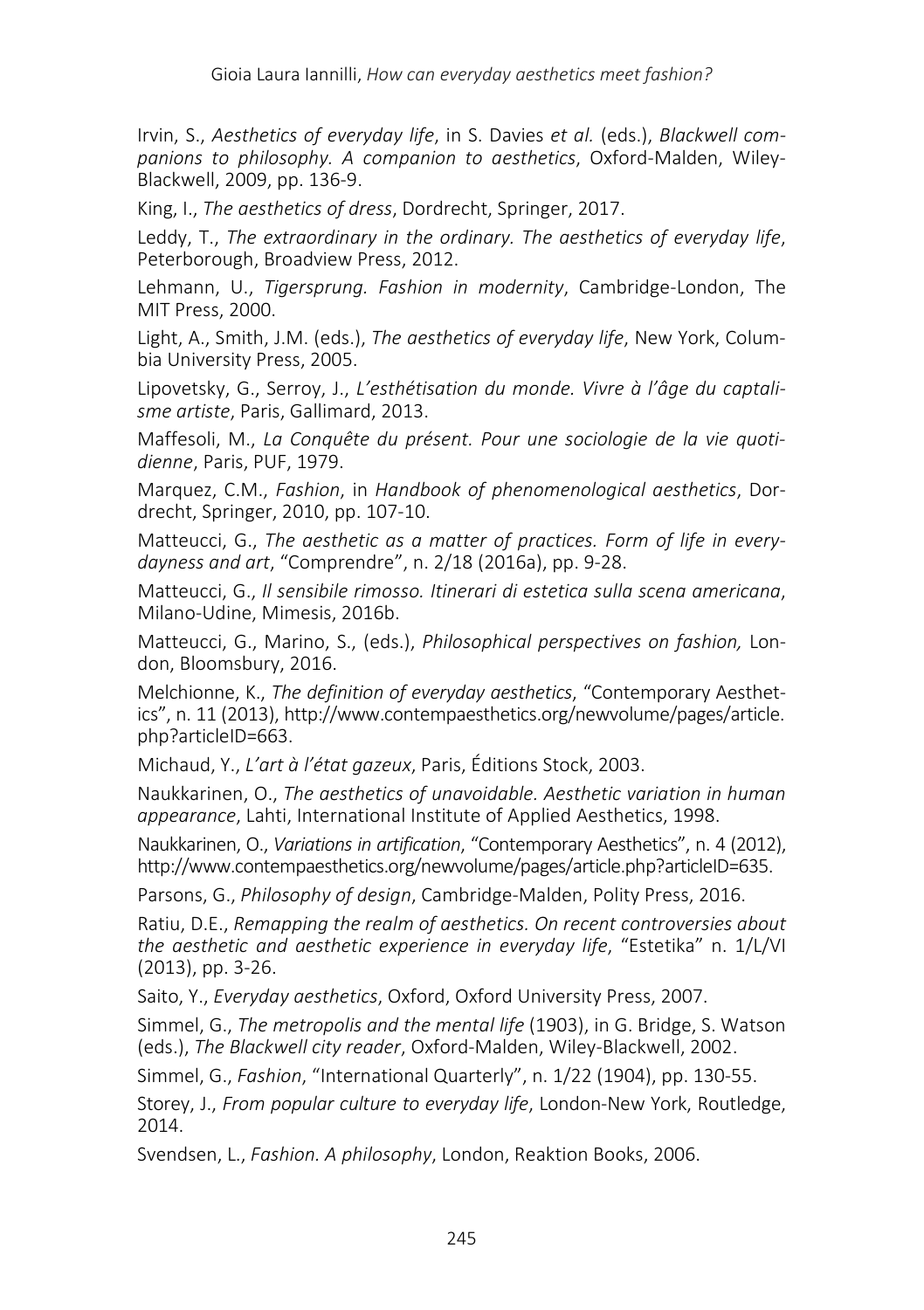Irvin, S., *Aesthetics of everyday life*, in S. Davies *et al.* (eds.), *Blackwell companions to philosophy. A companion to aesthetics*, Oxford-Malden, Wiley-Blackwell, 2009, pp. 136-9.

King, I., *The aesthetics of dress*, Dordrecht, Springer, 2017.

Leddy, T., *The extraordinary in the ordinary. The aesthetics of everyday life*, Peterborough, Broadview Press, 2012.

Lehmann, U., *Tigersprung. Fashion in modernity*, Cambridge-London, The MIT Press, 2000.

Light, A., Smith, J.M. (eds.), *The aesthetics of everyday life*, New York, Columbia University Press, 2005.

Lipovetsky, G., Serroy, J., *L'esthétisation du monde. Vivre à l'âge du captalisme artiste*, Paris, Gallimard, 2013.

Maffesoli, M., *La Conquête du présent. Pour une sociologie de la vie quotidienne*, Paris, PUF, 1979.

Marquez, C.M., *Fashion*, in *Handbook of phenomenological aesthetics*, Dordrecht, Springer, 2010, pp. 107-10.

Matteucci, G., *The aesthetic as a matter of practices. Form of life in everydayness and art*, "Comprendre", n. 2/18 (2016a), pp. 9-28.

Matteucci, G., *Il sensibile rimosso. Itinerari di estetica sulla scena americana*, Milano-Udine, Mimesis, 2016b.

Matteucci, G., Marino, S., (eds.), *Philosophical perspectives on fashion,* London, Bloomsbury, 2016.

Melchionne, K., *The definition of everyday aesthetics*, "Contemporary Aesthetics", n. 11 (2013), http://www.contempaesthetics.org/newvolume/pages/article.php?articleID=663.

Michaud, Y., *L'art à l'état gazeux*, Paris, Éditions Stock, 2003.

Naukkarinen, O., *The aesthetics of unavoidable. Aesthetic variation in human appearance*, Lahti, International Institute of Applied Aesthetics, 1998.

Naukkarinen, O., *Variations in artification*, "Contemporary Aesthetics", n. 4 (2012), http://www.contempaesthetics.org/newvolume/pages/article.php?articleID=635.

Parsons, G., *Philosophy of design*, Cambridge-Malden, Polity Press, 2016.

Ratiu, D.E., *Remapping the realm of aesthetics. On recent controversies about the aesthetic and aesthetic experience in everyday life*, "Estetika" n. 1/L/VI (2013), pp. 3-26.

Saito, Y., *Everyday aesthetics*, Oxford, Oxford University Press, 2007.

Simmel, G., *The metropolis and the mental life* (1903), in G. Bridge, S. Watson (eds.), *The Blackwell city reader*, Oxford-Malden, Wiley-Blackwell, 2002.

Simmel, G., *Fashion*, "International Quarterly", n. 1/22 (1904), pp. 130-55.

Storey, J., *From popular culture to everyday life*, London-New York, Routledge, 2014.

Svendsen, L., *Fashion. A philosophy*, London, Reaktion Books, 2006.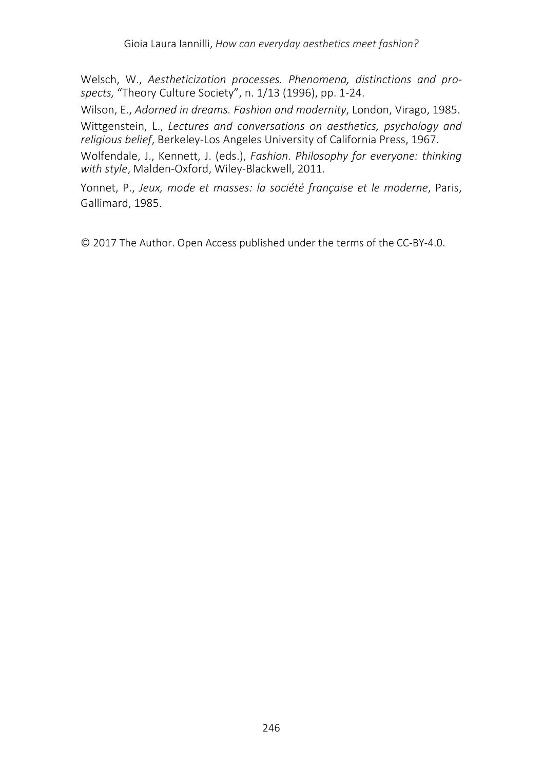Welsch, W., *Aestheticization processes. Phenomena, distinctions and prospects,* "Theory Culture Society", n. 1/13 (1996), pp. 1-24.

Wilson, E., *Adorned in dreams. Fashion and modernity*, London, Virago, 1985.

Wittgenstein, L., *Lectures and conversations on aesthetics, psychology and religious belief*, Berkeley-Los Angeles University of California Press, 1967.

Wolfendale, J., Kennett, J. (eds.), *Fashion. Philosophy for everyone: thinking with style*, Malden-Oxford, Wiley-Blackwell, 2011.

Yonnet, P., *Jeux, mode et masses: la société française et le moderne*, Paris, Gallimard, 1985.

© 2017 The Author. Open Access published under the terms of the CC-BY-4.0.